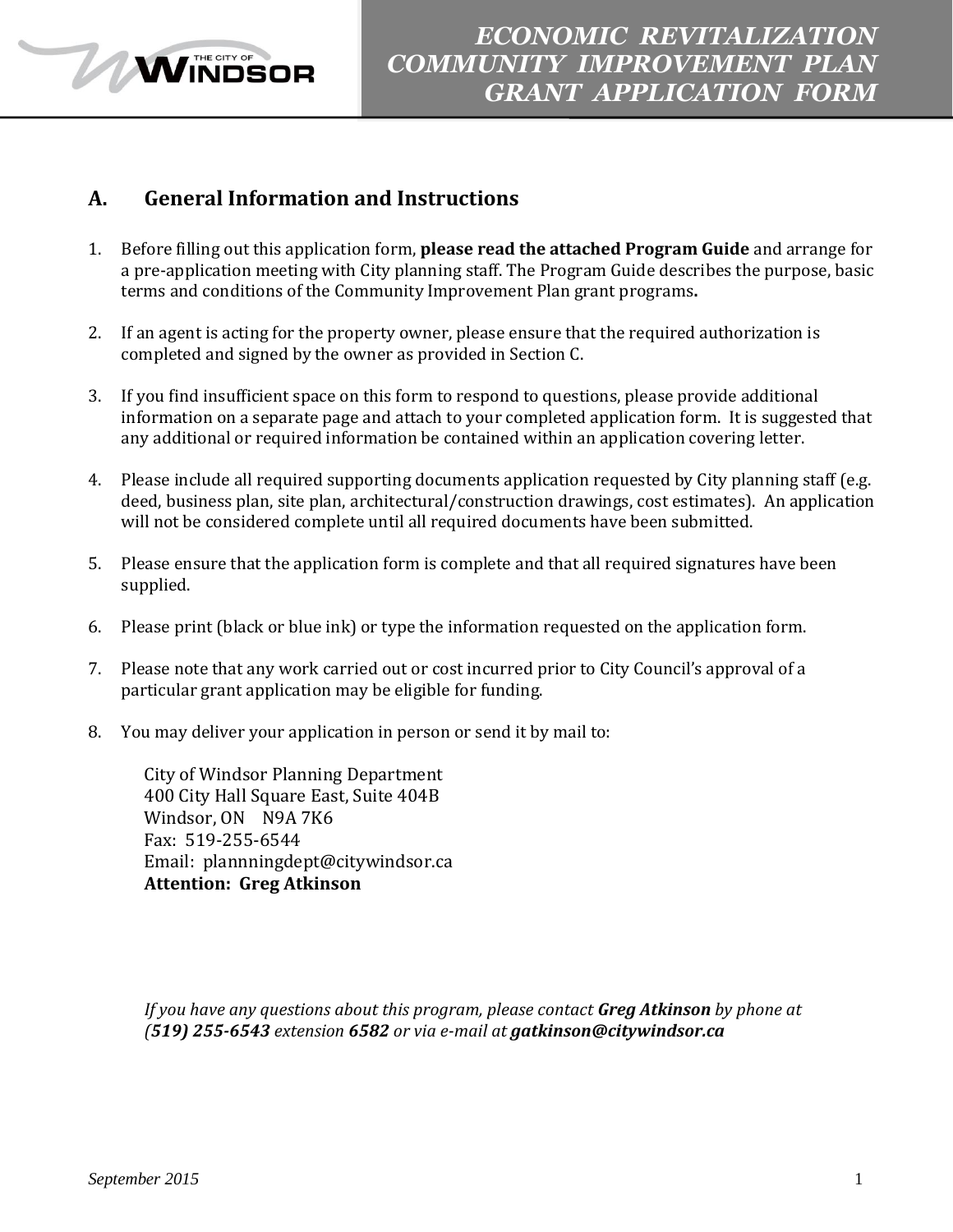# ECONOMIC REVITALIZATION COMMUNITY IMPROVEMENT PLAN GRANT APPLICATION FORM

## A. General Information and Instructions

1. Before filling out this application form, **please read the attached Program Guide** and arrange for a pre-application meeting with City planning staff. The Program Guide describes the purpose, basic terms and conditions of the Community Improvement Plan grant programs**.**

2. If an agent is acting for the property owner, please ensure that the required authorization is completed and signed by the owner as provided in Section C.

3. If you find insufficient space on this form to respond to questions, please provide additional information on a separate page and attach to your completed application form. It is suggested that any additional or required information be contained within an application covering letter.

4. Please include all required supporting documents application requested by City planning staff (e.g. deed, business plan, site plan, architectural/construction drawings, cost estimates). An application will not be considered complete until all required documents have been submitted.

5. Please ensure that the application form is complete and that all required signatures have been supplied.

6. Please print (black or blue ink) or type the information requested on the application form.

7. Please note that any work carried out or cost incurred prior to City Council's approval of a particular grant application may be eligible for funding.

8. You may deliver your application in person or send it by mail to:

   City of Windsor Planning Department
   400 City Hall Square East, Suite 404B
   Windsor, ON N9A 7K6
   Fax: 519-255-6544
   Email: plannningdept@citywindsor.ca
   **Attention: Greg Atkinson**

*If you have any questions about this program, please contact **Greg Atkinson** by phone at (**519) 255-6543** extension **6582** or via e-mail at **gatkinson@citywindsor.ca***

September 2015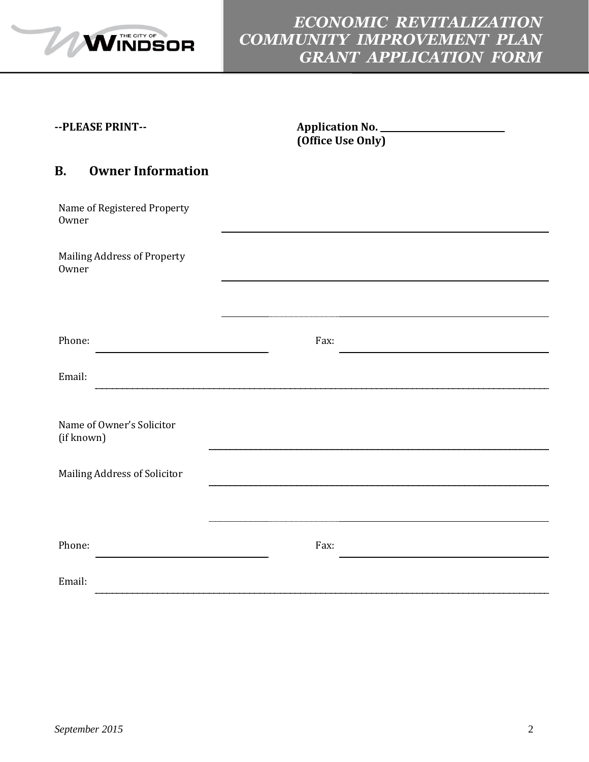# ECONOMIC REVITALIZATION COMMUNITY IMPROVEMENT PLAN GRANT APPLICATION FORM

**--PLEASE PRINT--**

**Application No. \_\_\_\_\_\_\_\_\_\_\_\_\_\_\_\_\_\_\_\_**
**(Office Use Only)**

## B. Owner Information

Name of Registered Property Owner \_\_\_\_\_\_\_\_\_\_\_\_\_\_\_\_\_\_\_\_\_\_\_\_\_\_\_\_\_\_\_\_\_\_\_\_\_\_\_\_

Mailing Address of Property Owner \_\_\_\_\_\_\_\_\_\_\_\_\_\_\_\_\_\_\_\_\_\_\_\_\_\_\_\_\_\_\_\_\_\_\_\_\_\_\_\_

\_\_\_\_\_\_\_\_\_\_\_\_\_\_\_\_\_\_\_\_\_\_\_\_\_\_\_\_\_\_\_\_\_\_\_\_\_\_\_\_

Phone: \_\_\_\_\_\_\_\_\_\_\_\_\_\_\_\_\_\_\_\_ Fax: \_\_\_\_\_\_\_\_\_\_\_\_\_\_\_\_\_\_\_\_

Email: \_\_\_\_\_\_\_\_\_\_\_\_\_\_\_\_\_\_\_\_\_\_\_\_\_\_\_\_\_\_\_\_\_\_\_\_\_\_\_\_

Name of Owner's Solicitor (if known) \_\_\_\_\_\_\_\_\_\_\_\_\_\_\_\_\_\_\_\_\_\_\_\_\_\_\_\_\_\_\_\_\_\_\_\_\_\_\_\_

Mailing Address of Solicitor \_\_\_\_\_\_\_\_\_\_\_\_\_\_\_\_\_\_\_\_\_\_\_\_\_\_\_\_\_\_\_\_\_\_\_\_\_\_\_\_

\_\_\_\_\_\_\_\_\_\_\_\_\_\_\_\_\_\_\_\_\_\_\_\_\_\_\_\_\_\_\_\_\_\_\_\_\_\_\_\_

Phone: \_\_\_\_\_\_\_\_\_\_\_\_\_\_\_\_\_\_\_\_ Fax: \_\_\_\_\_\_\_\_\_\_\_\_\_\_\_\_\_\_\_\_

Email: \_\_\_\_\_\_\_\_\_\_\_\_\_\_\_\_\_\_\_\_\_\_\_\_\_\_\_\_\_\_\_\_\_\_\_\_\_\_\_\_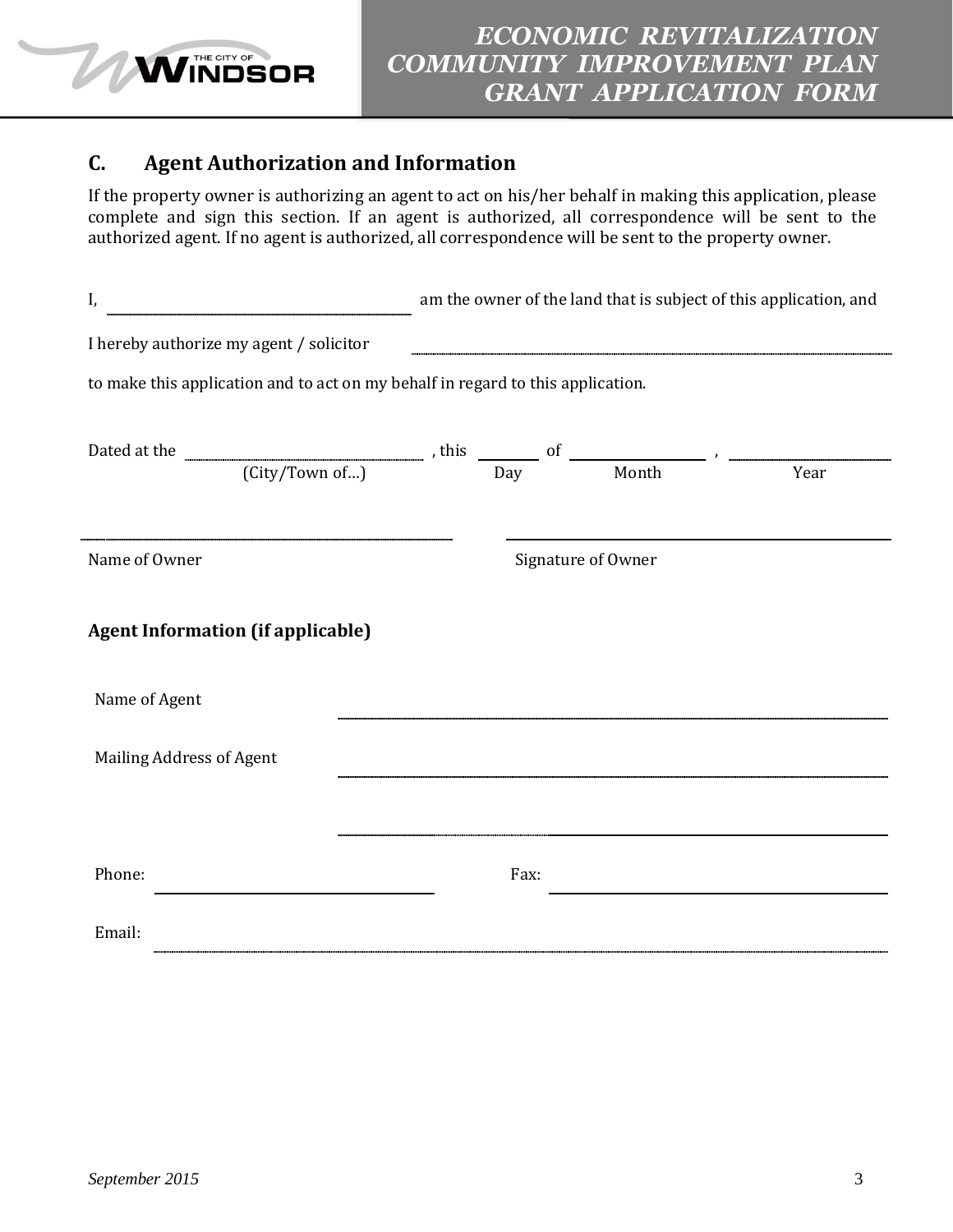## C. Agent Authorization and Information

If the property owner is authorizing an agent to act on his/her behalf in making this application, please complete and sign this section. If an agent is authorized, all correspondence will be sent to the authorized agent. If no agent is authorized, all correspondence will be sent to the property owner.

I, ______________________________ am the owner of the land that is subject of this application, and

I hereby authorize my agent / solicitor ______________________________

to make this application and to act on my behalf in regard to this application.

Dated at the ______________________ , this ________ of ________________ , ________________
(City/Town of…) Day Month Year

______________________________ ______________________________
Name of Owner Signature of Owner

### Agent Information (if applicable)

Name of Agent ______________________________

Mailing Address of Agent ______________________________

______________________________

Phone: ______________________ Fax: ______________________

Email: ______________________________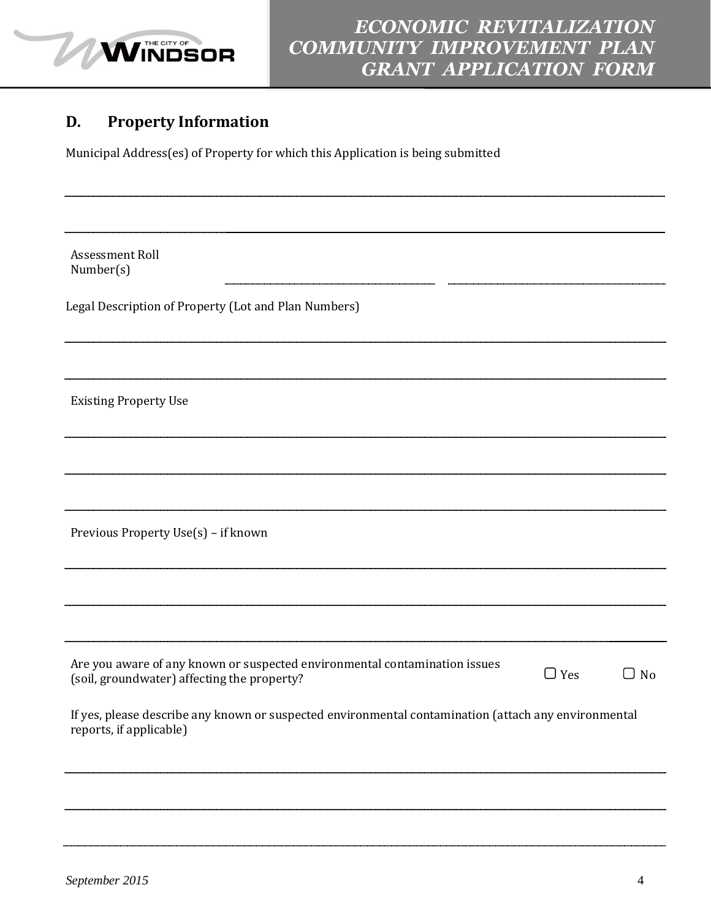## D. Property Information

Municipal Address(es) of Property for which this Application is being submitted

Assessment Roll Number(s)

Legal Description of Property (Lot and Plan Numbers)

Existing Property Use

Previous Property Use(s) – if known

Are you aware of any known or suspected environmental contamination issues (soil, groundwater) affecting the property? ☐ Yes ☐ No

If yes, please describe any known or suspected environmental contamination (attach any environmental reports, if applicable)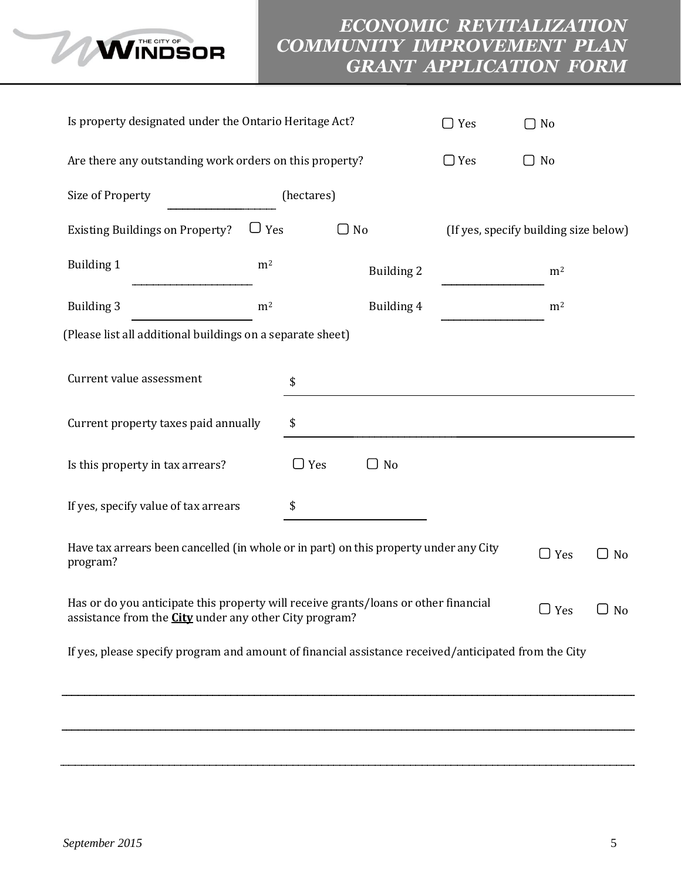Is property designated under the Ontario Heritage Act? ☐ Yes ☐ No

Are there any outstanding work orders on this property? ☐ Yes ☐ No

Size of Property ____________ (hectares)

Existing Buildings on Property? ☐ Yes ☐ No (If yes, specify building size below)

Building 1 ____________ $m^2$ Building 2 ____________ $m^2$

Building 3 ____________ $m^2$ Building 4 ____________ $m^2$

(Please list all additional buildings on a separate sheet)

Current value assessment $ ____________

Current property taxes paid annually $ ____________

Is this property in tax arrears? ☐ Yes ☐ No

If yes, specify value of tax arrears $ ____________

Have tax arrears been cancelled (in whole or in part) on this property under any City program? ☐ Yes ☐ No

Has or do you anticipate this property will receive grants/loans or other financial assistance from the **City** under any other City program? ☐ Yes ☐ No

If yes, please specify program and amount of financial assistance received/anticipated from the City

____________________________________________

____________________________________________

____________________________________________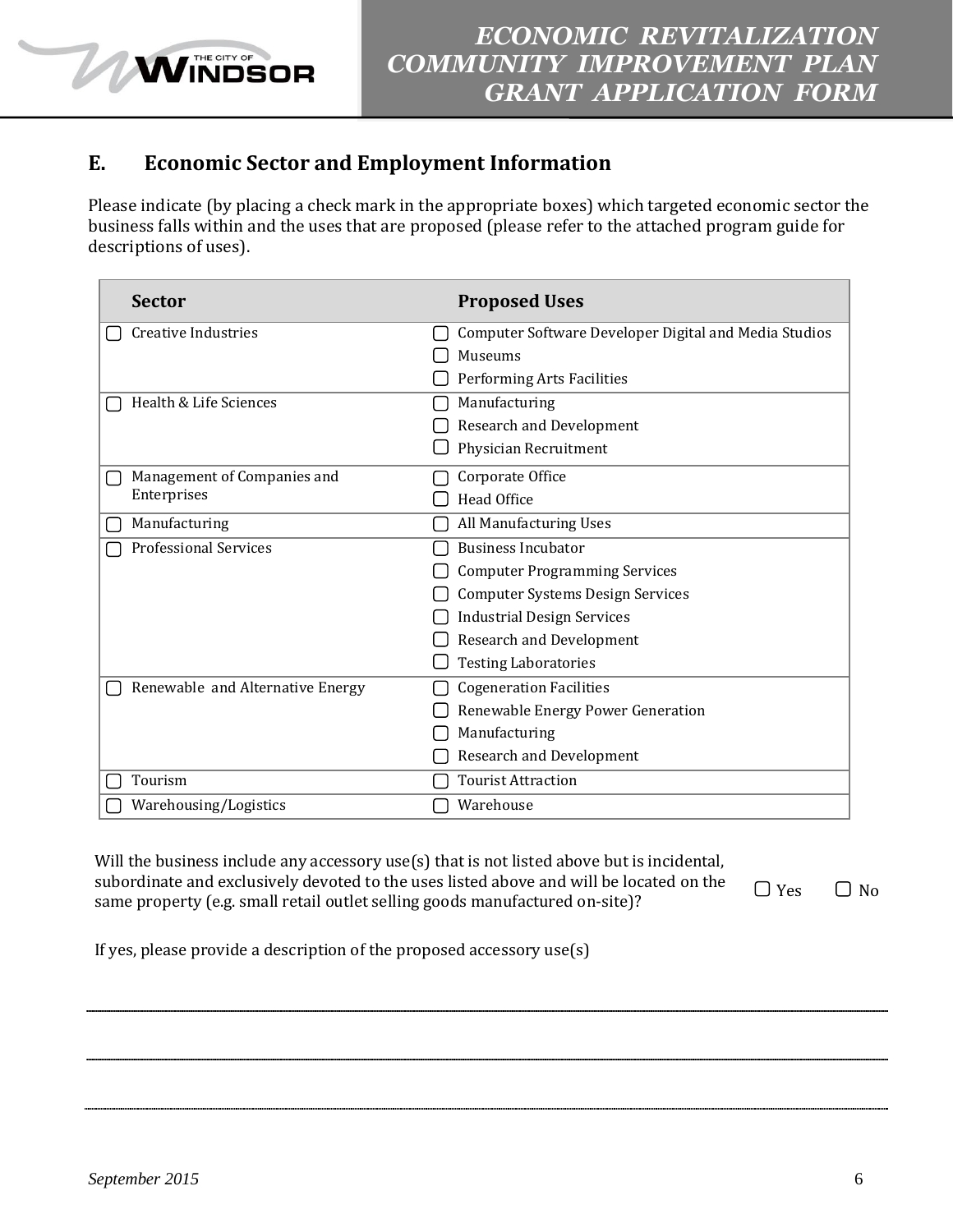## E. Economic Sector and Employment Information

Please indicate (by placing a check mark in the appropriate boxes) which targeted economic sector the business falls within and the uses that are proposed (please refer to the attached program guide for descriptions of uses).

| Sector | Proposed Uses |
|---|---|
| ☐ Creative Industries | ☐ Computer Software Developer Digital and Media Studios<br>☐ Museums<br>☐ Performing Arts Facilities |
| ☐ Health & Life Sciences | ☐ Manufacturing<br>☐ Research and Development<br>☐ Physician Recruitment |
| ☐ Management of Companies and Enterprises | ☐ Corporate Office<br>☐ Head Office |
| ☐ Manufacturing | ☐ All Manufacturing Uses |
| ☐ Professional Services | ☐ Business Incubator<br>☐ Computer Programming Services<br>☐ Computer Systems Design Services<br>☐ Industrial Design Services<br>☐ Research and Development<br>☐ Testing Laboratories |
| ☐ Renewable and Alternative Energy | ☐ Cogeneration Facilities<br>☐ Renewable Energy Power Generation<br>☐ Manufacturing<br>☐ Research and Development |
| ☐ Tourism | ☐ Tourist Attraction |
| ☐ Warehousing/Logistics | ☐ Warehouse |

Will the business include any accessory use(s) that is not listed above but is incidental, subordinate and exclusively devoted to the uses listed above and will be located on the same property (e.g. small retail outlet selling goods manufactured on-site)? ☐ Yes ☐ No

If yes, please provide a description of the proposed accessory use(s)

______________________________________________________________________

______________________________________________________________________

______________________________________________________________________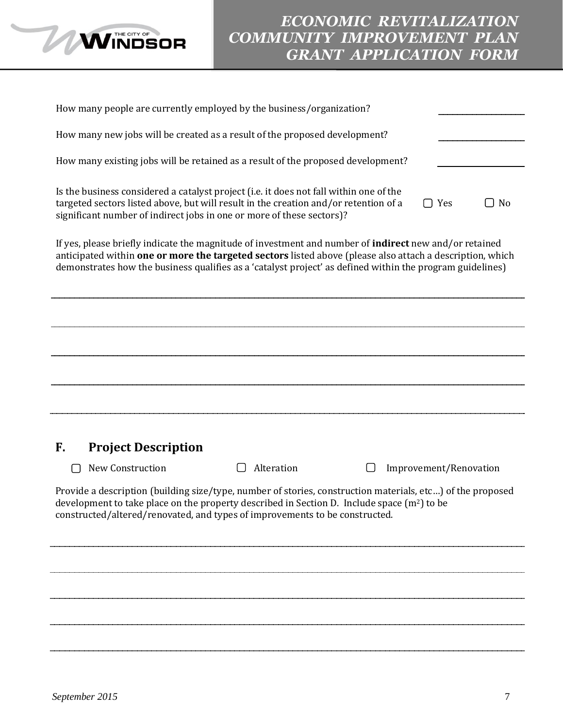How many people are currently employed by the business/organization? \_\_\_\_\_\_\_\_\_\_

How many new jobs will be created as a result of the proposed development? \_\_\_\_\_\_\_\_\_\_

How many existing jobs will be retained as a result of the proposed development? \_\_\_\_\_\_\_\_\_\_

Is the business considered a catalyst project (i.e. it does not fall within one of the targeted sectors listed above, but will result in the creation and/or retention of a significant number of indirect jobs in one or more of these sectors)? ☐ Yes ☐ No

If yes, please briefly indicate the magnitude of investment and number of **indirect** new and/or retained anticipated within **one or more the targeted sectors** listed above (please also attach a description, which demonstrates how the business qualifies as a 'catalyst project' as defined within the program guidelines)

\_\_\_\_\_\_\_\_\_\_\_\_\_\_\_\_\_\_\_\_\_\_\_\_\_\_\_\_\_\_\_\_\_\_\_\_\_\_\_\_\_\_\_\_\_\_\_\_\_\_\_\_\_\_\_\_\_\_\_\_

\_\_\_\_\_\_\_\_\_\_\_\_\_\_\_\_\_\_\_\_\_\_\_\_\_\_\_\_\_\_\_\_\_\_\_\_\_\_\_\_\_\_\_\_\_\_\_\_\_\_\_\_\_\_\_\_\_\_\_\_

\_\_\_\_\_\_\_\_\_\_\_\_\_\_\_\_\_\_\_\_\_\_\_\_\_\_\_\_\_\_\_\_\_\_\_\_\_\_\_\_\_\_\_\_\_\_\_\_\_\_\_\_\_\_\_\_\_\_\_\_

\_\_\_\_\_\_\_\_\_\_\_\_\_\_\_\_\_\_\_\_\_\_\_\_\_\_\_\_\_\_\_\_\_\_\_\_\_\_\_\_\_\_\_\_\_\_\_\_\_\_\_\_\_\_\_\_\_\_\_\_

\_\_\_\_\_\_\_\_\_\_\_\_\_\_\_\_\_\_\_\_\_\_\_\_\_\_\_\_\_\_\_\_\_\_\_\_\_\_\_\_\_\_\_\_\_\_\_\_\_\_\_\_\_\_\_\_\_\_\_\_

## F. Project Description

☐ New Construction ☐ Alteration ☐ Improvement/Renovation

Provide a description (building size/type, number of stories, construction materials, etc…) of the proposed development to take place on the property described in Section D. Include space ($m^2$) to be constructed/altered/renovated, and types of improvements to be constructed.

\_\_\_\_\_\_\_\_\_\_\_\_\_\_\_\_\_\_\_\_\_\_\_\_\_\_\_\_\_\_\_\_\_\_\_\_\_\_\_\_\_\_\_\_\_\_\_\_\_\_\_\_\_\_\_\_\_\_\_\_

\_\_\_\_\_\_\_\_\_\_\_\_\_\_\_\_\_\_\_\_\_\_\_\_\_\_\_\_\_\_\_\_\_\_\_\_\_\_\_\_\_\_\_\_\_\_\_\_\_\_\_\_\_\_\_\_\_\_\_\_

\_\_\_\_\_\_\_\_\_\_\_\_\_\_\_\_\_\_\_\_\_\_\_\_\_\_\_\_\_\_\_\_\_\_\_\_\_\_\_\_\_\_\_\_\_\_\_\_\_\_\_\_\_\_\_\_\_\_\_\_

\_\_\_\_\_\_\_\_\_\_\_\_\_\_\_\_\_\_\_\_\_\_\_\_\_\_\_\_\_\_\_\_\_\_\_\_\_\_\_\_\_\_\_\_\_\_\_\_\_\_\_\_\_\_\_\_\_\_\_\_

\_\_\_\_\_\_\_\_\_\_\_\_\_\_\_\_\_\_\_\_\_\_\_\_\_\_\_\_\_\_\_\_\_\_\_\_\_\_\_\_\_\_\_\_\_\_\_\_\_\_\_\_\_\_\_\_\_\_\_\_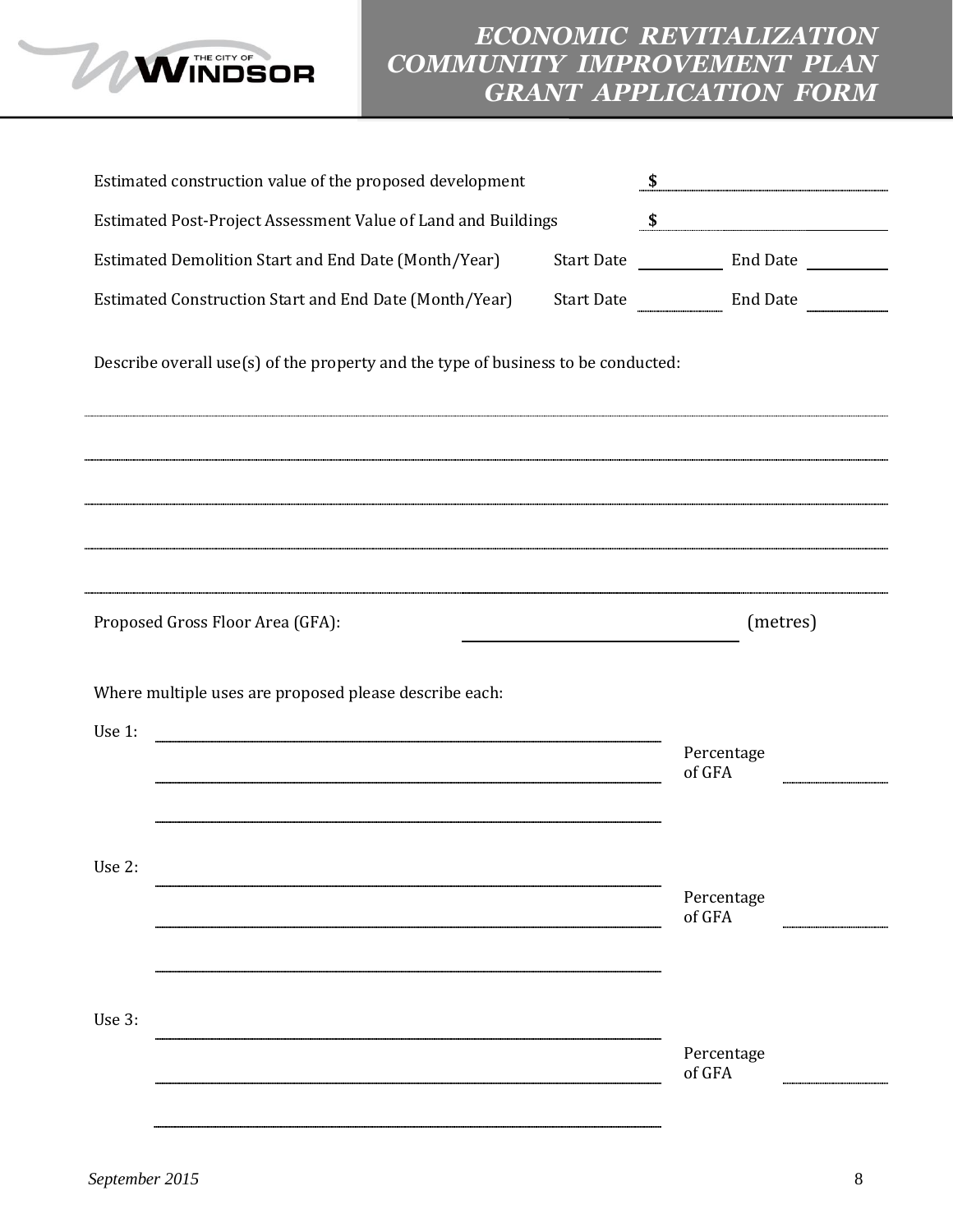Estimated construction value of the proposed development $ ____________

Estimated Post-Project Assessment Value of Land and Buildings $ ____________

Estimated Demolition Start and End Date (Month/Year) Start Date ________ End Date ________

Estimated Construction Start and End Date (Month/Year) Start Date ________ End Date ________

Describe overall use(s) of the property and the type of business to be conducted:

______________________________________________________________________

______________________________________________________________________

______________________________________________________________________

______________________________________________________________________

______________________________________________________________________

Proposed Gross Floor Area (GFA): ____________________ (metres)

Where multiple uses are proposed please describe each:

Use 1: ______________________________________________

______________________________________________ Percentage of GFA ________

______________________________________________

Use 2: ______________________________________________

______________________________________________ Percentage of GFA ________

______________________________________________

Use 3: ______________________________________________

______________________________________________ Percentage of GFA ________

______________________________________________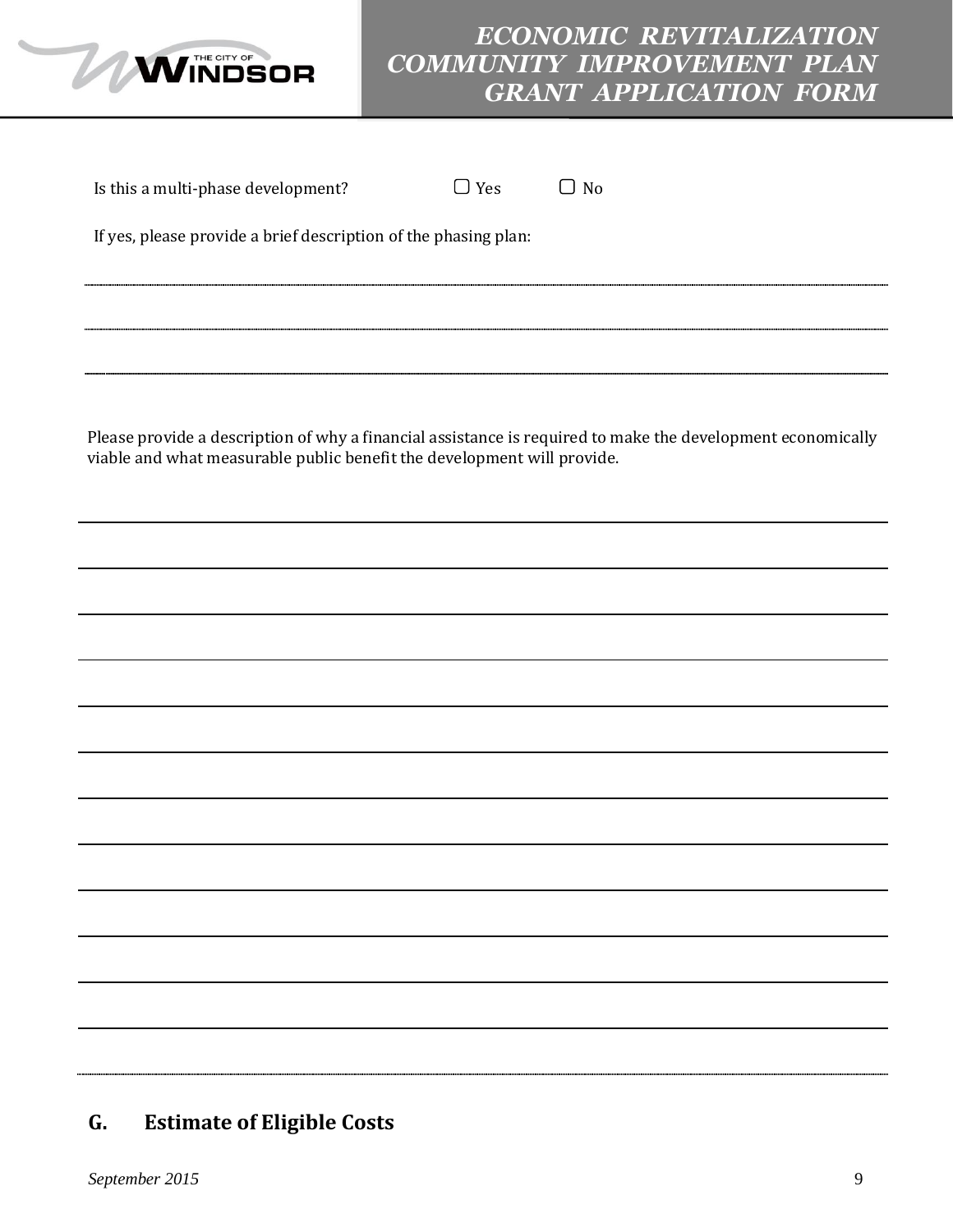Is this a multi-phase development? ☐ Yes ☐ No

If yes, please provide a brief description of the phasing plan:

______________________________________________________________________________

______________________________________________________________________________

______________________________________________________________________________

Please provide a description of why a financial assistance is required to make the development economically viable and what measurable public benefit the development will provide.

______________________________________________________________________________

______________________________________________________________________________

______________________________________________________________________________

______________________________________________________________________________

______________________________________________________________________________

______________________________________________________________________________

______________________________________________________________________________

______________________________________________________________________________

______________________________________________________________________________

______________________________________________________________________________

______________________________________________________________________________

______________________________________________________________________________

______________________________________________________________________________

## G. Estimate of Eligible Costs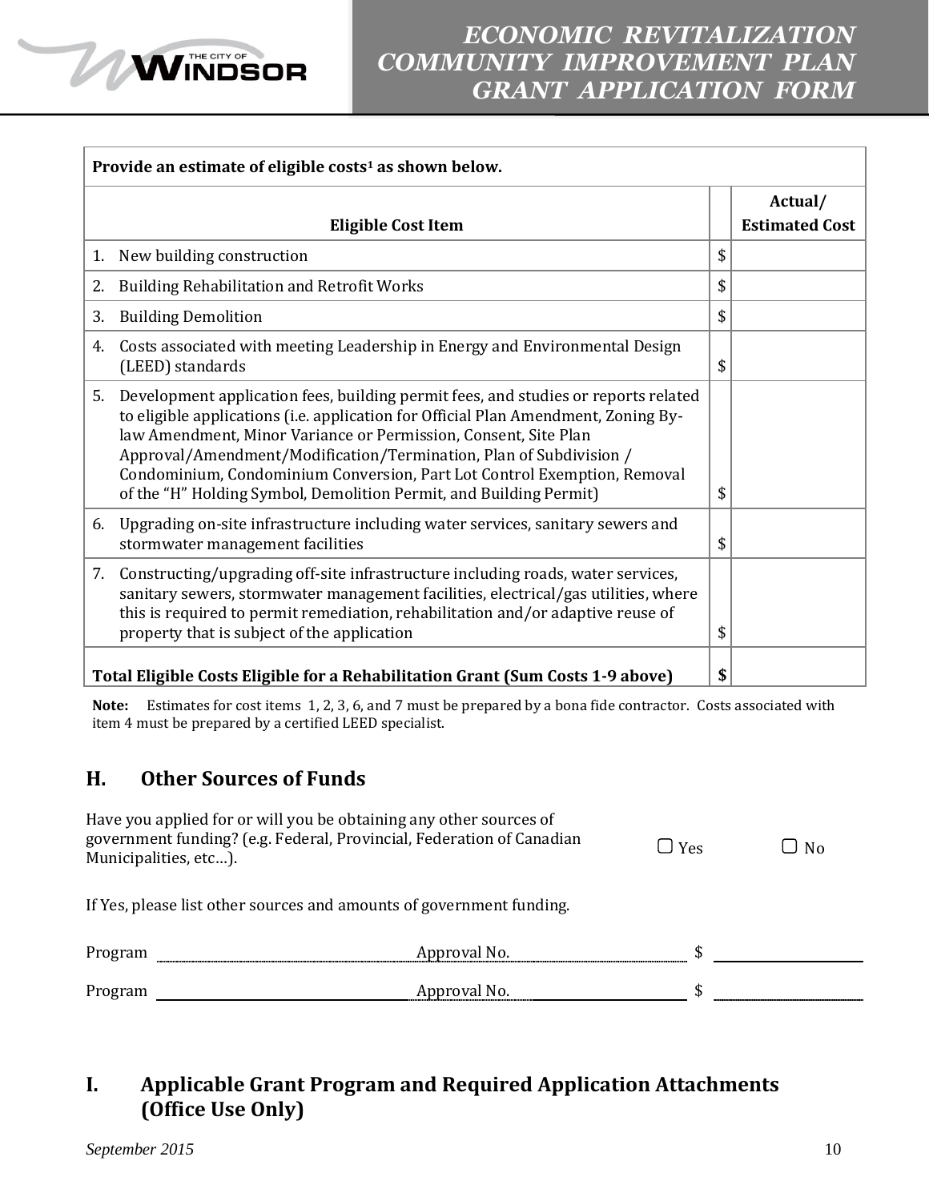| Provide an estimate of eligible costs[1] as shown below. | | |
|---|---|---|
| **Eligible Cost Item** | | **Actual/ Estimated Cost** |
| 1. New building construction | $ | |
| 2. Building Rehabilitation and Retrofit Works | $ | |
| 3. Building Demolition | $ | |
| 4. Costs associated with meeting Leadership in Energy and Environmental Design (LEED) standards | $ | |
| 5. Development application fees, building permit fees, and studies or reports related to eligible applications (i.e. application for Official Plan Amendment, Zoning By-law Amendment, Minor Variance or Permission, Consent, Site Plan Approval/Amendment/Modification/Termination, Plan of Subdivision / Condominium, Condominium Conversion, Part Lot Control Exemption, Removal of the "H" Holding Symbol, Demolition Permit, and Building Permit) | $ | |
| 6. Upgrading on-site infrastructure including water services, sanitary sewers and stormwater management facilities | $ | |
| 7. Constructing/upgrading off-site infrastructure including roads, water services, sanitary sewers, stormwater management facilities, electrical/gas utilities, where this is required to permit remediation, rehabilitation and/or adaptive reuse of property that is subject of the application | $ | |
| **Total Eligible Costs Eligible for a Rehabilitation Grant (Sum Costs 1-9 above)** | **$** | |

**Note:** Estimates for cost items 1, 2, 3, 6, and 7 must be prepared by a bona fide contractor. Costs associated with item 4 must be prepared by a certified LEED specialist.

## H. Other Sources of Funds

Have you applied for or will you be obtaining any other sources of government funding? (e.g. Federal, Provincial, Federation of Canadian Municipalities, etc…).  ▢ Yes  ▢ No

If Yes, please list other sources and amounts of government funding.

Program \_\_\_\_\_\_\_\_\_\_\_\_\_\_\_\_ Approval No. \_\_\_\_\_\_\_\_\_\_\_\_ $ \_\_\_\_\_\_\_\_\_\_

Program \_\_\_\_\_\_\_\_\_\_\_\_\_\_\_\_ Approval No. \_\_\_\_\_\_\_\_\_\_\_\_ $ \_\_\_\_\_\_\_\_\_\_

## I. Applicable Grant Program and Required Application Attachments (Office Use Only)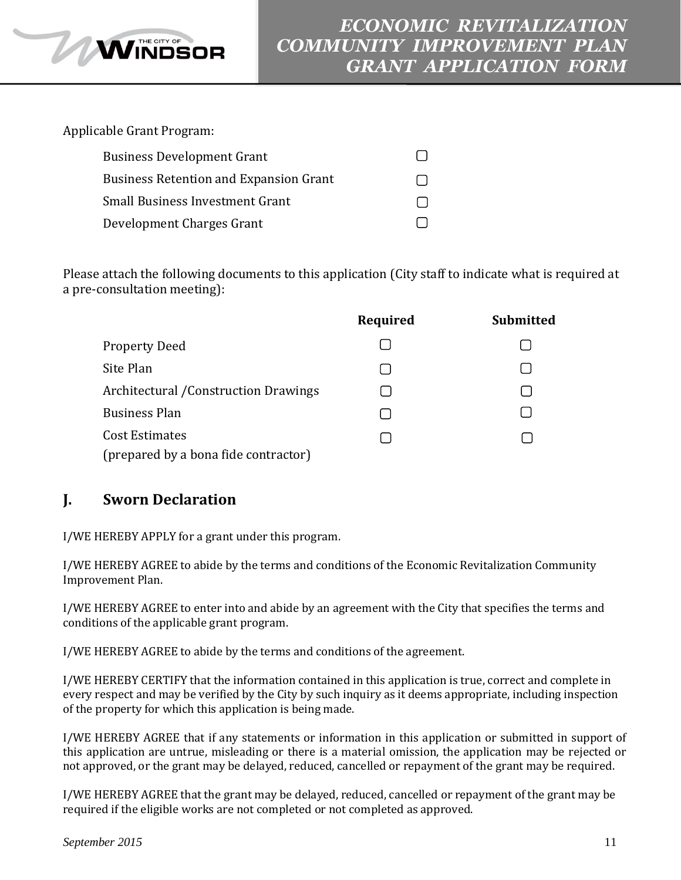Applicable Grant Program:

| | |
|---|---|
| Business Development Grant | ▢ |
| Business Retention and Expansion Grant | ▢ |
| Small Business Investment Grant | ▢ |
| Development Charges Grant | ▢ |

Please attach the following documents to this application (City staff to indicate what is required at a pre-consultation meeting):

| | Required | Submitted |
|---|---|---|
| Property Deed | ▢ | ▢ |
| Site Plan | ▢ | ▢ |
| Architectural /Construction Drawings | ▢ | ▢ |
| Business Plan | ▢ | ▢ |
| Cost Estimates (prepared by a bona fide contractor) | ▢ | ▢ |

## J. Sworn Declaration

I/WE HEREBY APPLY for a grant under this program.

I/WE HEREBY AGREE to abide by the terms and conditions of the Economic Revitalization Community Improvement Plan.

I/WE HEREBY AGREE to enter into and abide by an agreement with the City that specifies the terms and conditions of the applicable grant program.

I/WE HEREBY AGREE to abide by the terms and conditions of the agreement.

I/WE HEREBY CERTIFY that the information contained in this application is true, correct and complete in every respect and may be verified by the City by such inquiry as it deems appropriate, including inspection of the property for which this application is being made.

I/WE HEREBY AGREE that if any statements or information in this application or submitted in support of this application are untrue, misleading or there is a material omission, the application may be rejected or not approved, or the grant may be delayed, reduced, cancelled or repayment of the grant may be required.

I/WE HEREBY AGREE that the grant may be delayed, reduced, cancelled or repayment of the grant may be required if the eligible works are not completed or not completed as approved.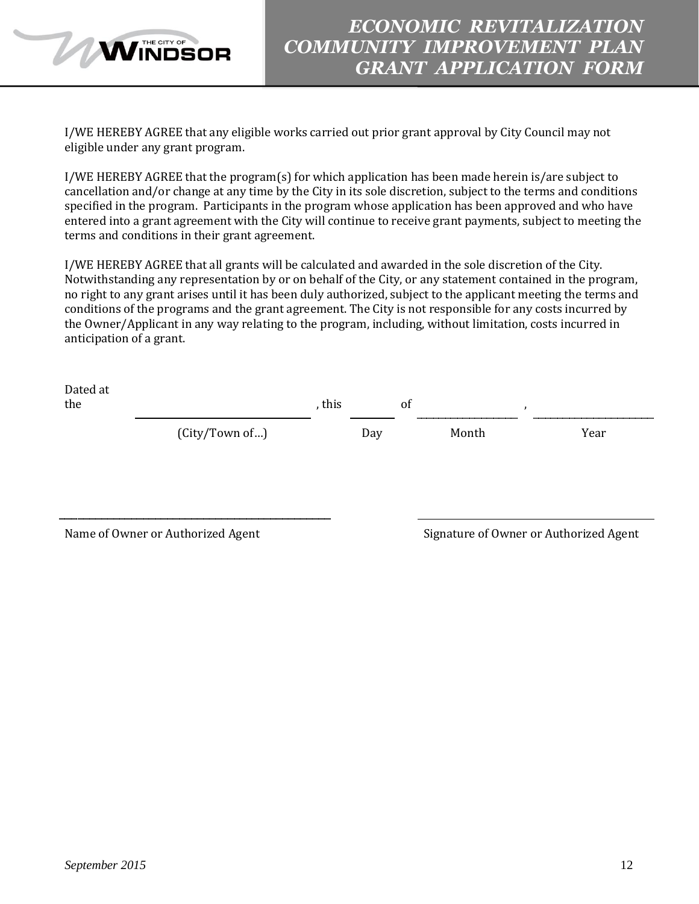I/WE HEREBY AGREE that any eligible works carried out prior grant approval by City Council may not eligible under any grant program.

I/WE HEREBY AGREE that the program(s) for which application has been made herein is/are subject to cancellation and/or change at any time by the City in its sole discretion, subject to the terms and conditions specified in the program. Participants in the program whose application has been approved and who have entered into a grant agreement with the City will continue to receive grant payments, subject to meeting the terms and conditions in their grant agreement.

I/WE HEREBY AGREE that all grants will be calculated and awarded in the sole discretion of the City. Notwithstanding any representation by or on behalf of the City, or any statement contained in the program, no right to any grant arises until it has been duly authorized, subject to the applicant meeting the terms and conditions of the programs and the grant agreement. The City is not responsible for any costs incurred by the Owner/Applicant in any way relating to the program, including, without limitation, costs incurred in anticipation of a grant.

Dated at the ______________________, this ________ of ______________, ______________

(City/Town of…) Day Month Year

______________________________ ______________________________

Name of Owner or Authorized Agent Signature of Owner or Authorized Agent